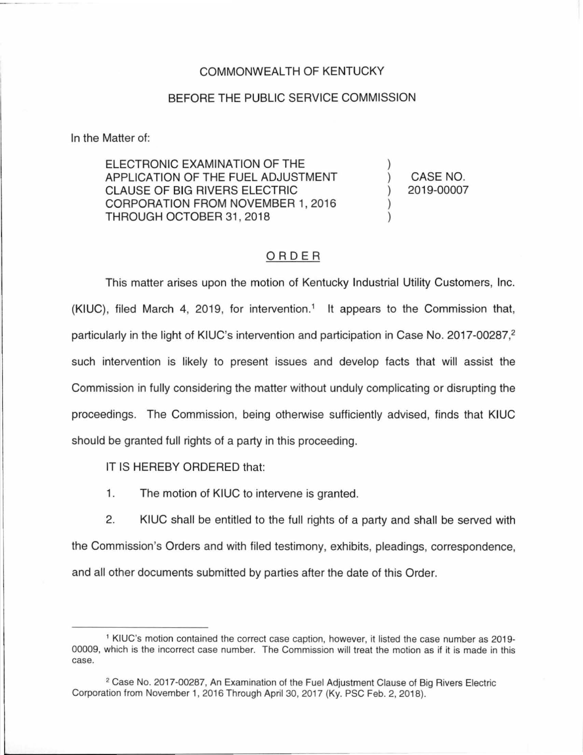COMMONWEALTH OF KENTUCKY

BEFORE THE PUBLIC SERVICE COMMISSION

In the Matter of:

| | | |
|---|---|---|
| ELECTRONIC EXAMINATION OF THE APPLICATION OF THE FUEL ADJUSTMENT CLAUSE OF BIG RIVERS ELECTRIC CORPORATION FROM NOVEMBER 1, 2016 THROUGH OCTOBER 31, 2018 | ) | CASE NO. 2019-00007 |

## ORDER

This matter arises upon the motion of Kentucky Industrial Utility Customers, Inc. (KIUC), filed March 4, 2019, for intervention.[1] It appears to the Commission that, particularly in the light of KIUC's intervention and participation in Case No. 2017-00287,[2] such intervention is likely to present issues and develop facts that will assist the Commission in fully considering the matter without unduly complicating or disrupting the proceedings. The Commission, being otherwise sufficiently advised, finds that KIUC should be granted full rights of a party in this proceeding.

IT IS HEREBY ORDERED that:

1. The motion of KIUC to intervene is granted.

2. KIUC shall be entitled to the full rights of a party and shall be served with the Commission's Orders and with filed testimony, exhibits, pleadings, correspondence, and all other documents submitted by parties after the date of this Order.

---

[1] KIUC's motion contained the correct case caption, however, it listed the case number as 2019-00009, which is the incorrect case number. The Commission will treat the motion as if it is made in this case.

[2] Case No. 2017-00287, An Examination of the Fuel Adjustment Clause of Big Rivers Electric Corporation from November 1, 2016 Through April 30, 2017 (Ky. PSC Feb. 2, 2018).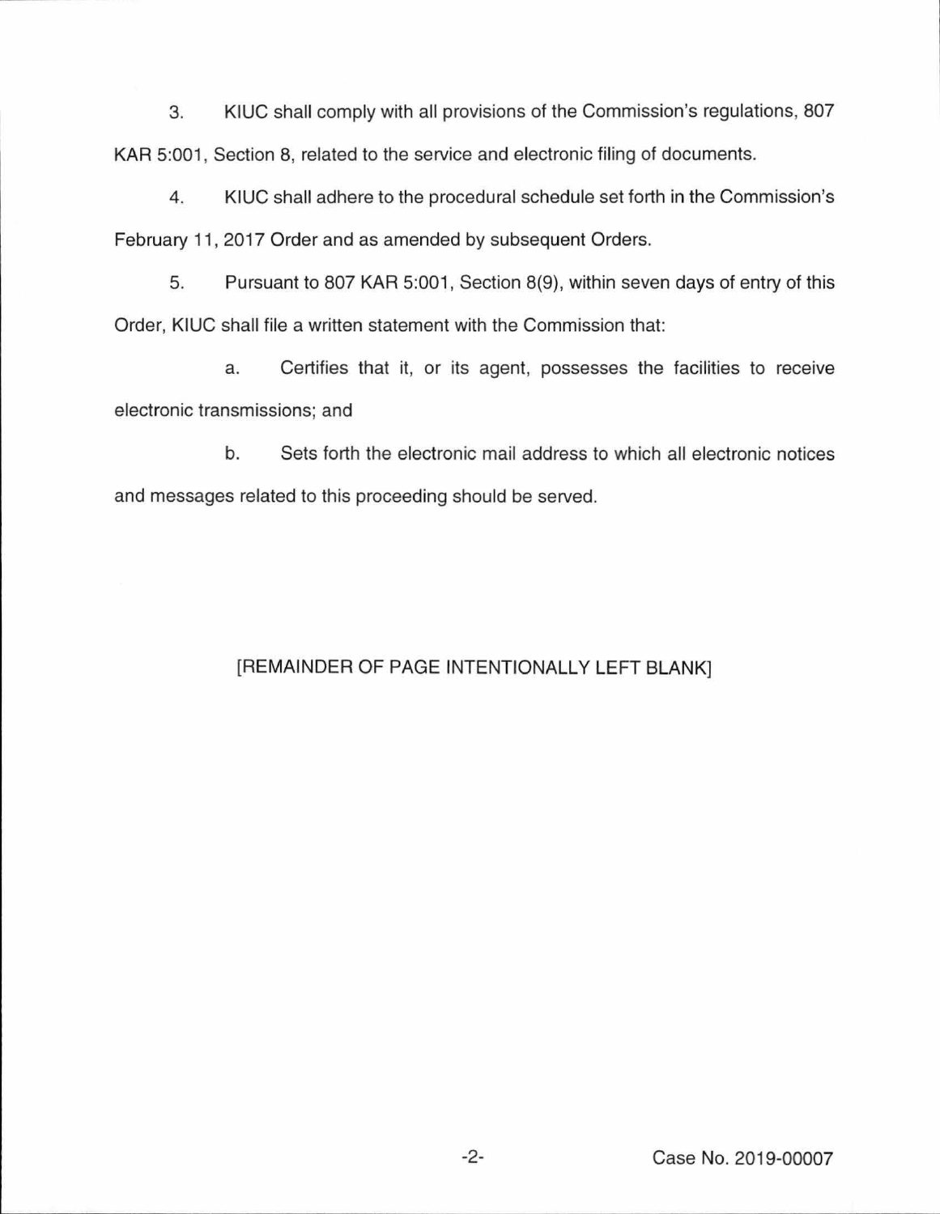3. KIUC shall comply with all provisions of the Commission's regulations, 807 KAR 5:001, Section 8, related to the service and electronic filing of documents.

4. KIUC shall adhere to the procedural schedule set forth in the Commission's February 11, 2017 Order and as amended by subsequent Orders.

5. Pursuant to 807 KAR 5:001, Section 8(9), within seven days of entry of this Order, KIUC shall file a written statement with the Commission that:

a. Certifies that it, or its agent, possesses the facilities to receive electronic transmissions; and

b. Sets forth the electronic mail address to which all electronic notices and messages related to this proceeding should be served.

[REMAINDER OF PAGE INTENTIONALLY LEFT BLANK]

Case No. 2019-00007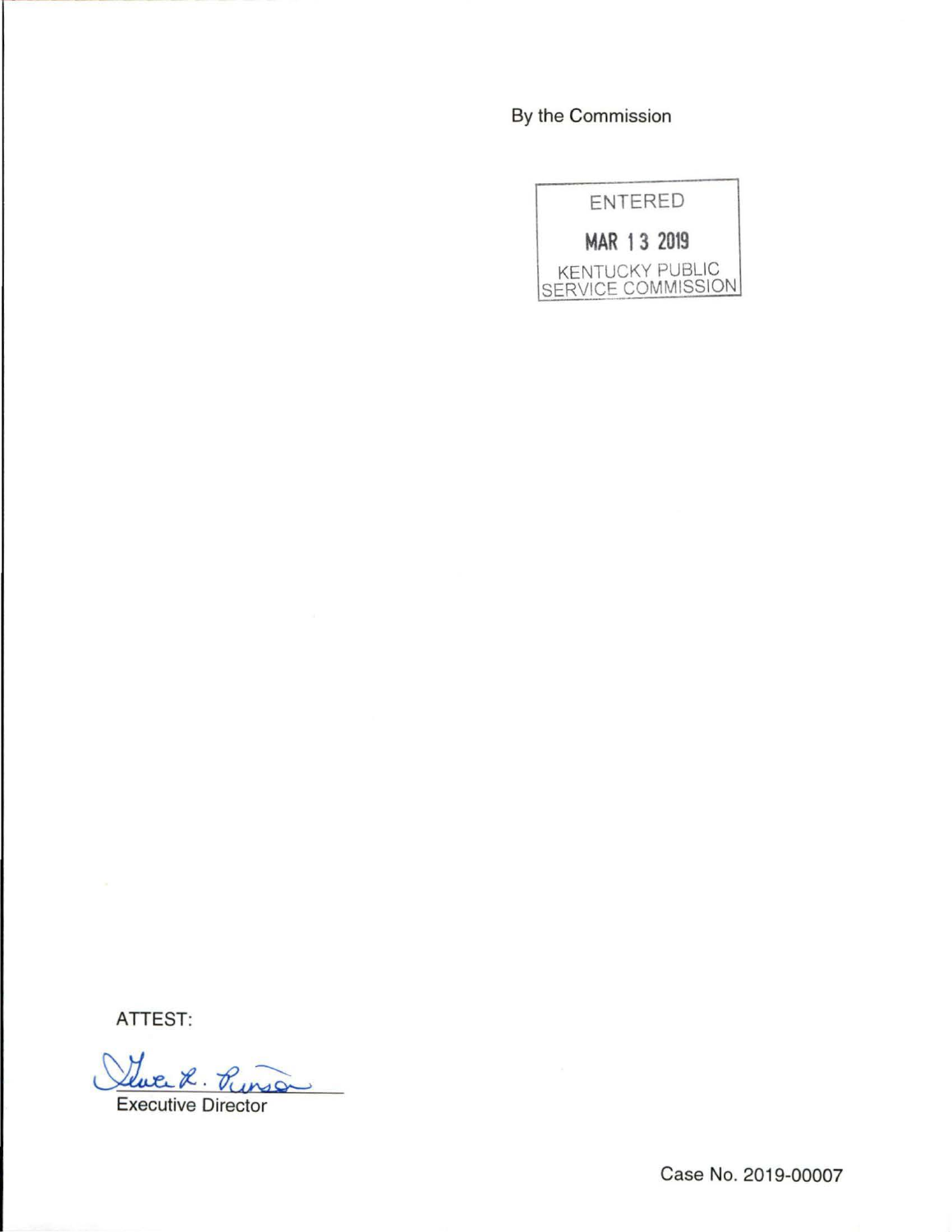By the Commission

ENTERED

MAR 13 2019

KENTUCKY PUBLIC SERVICE COMMISSION

ATTEST:

Executive Director

Case No. 2019-00007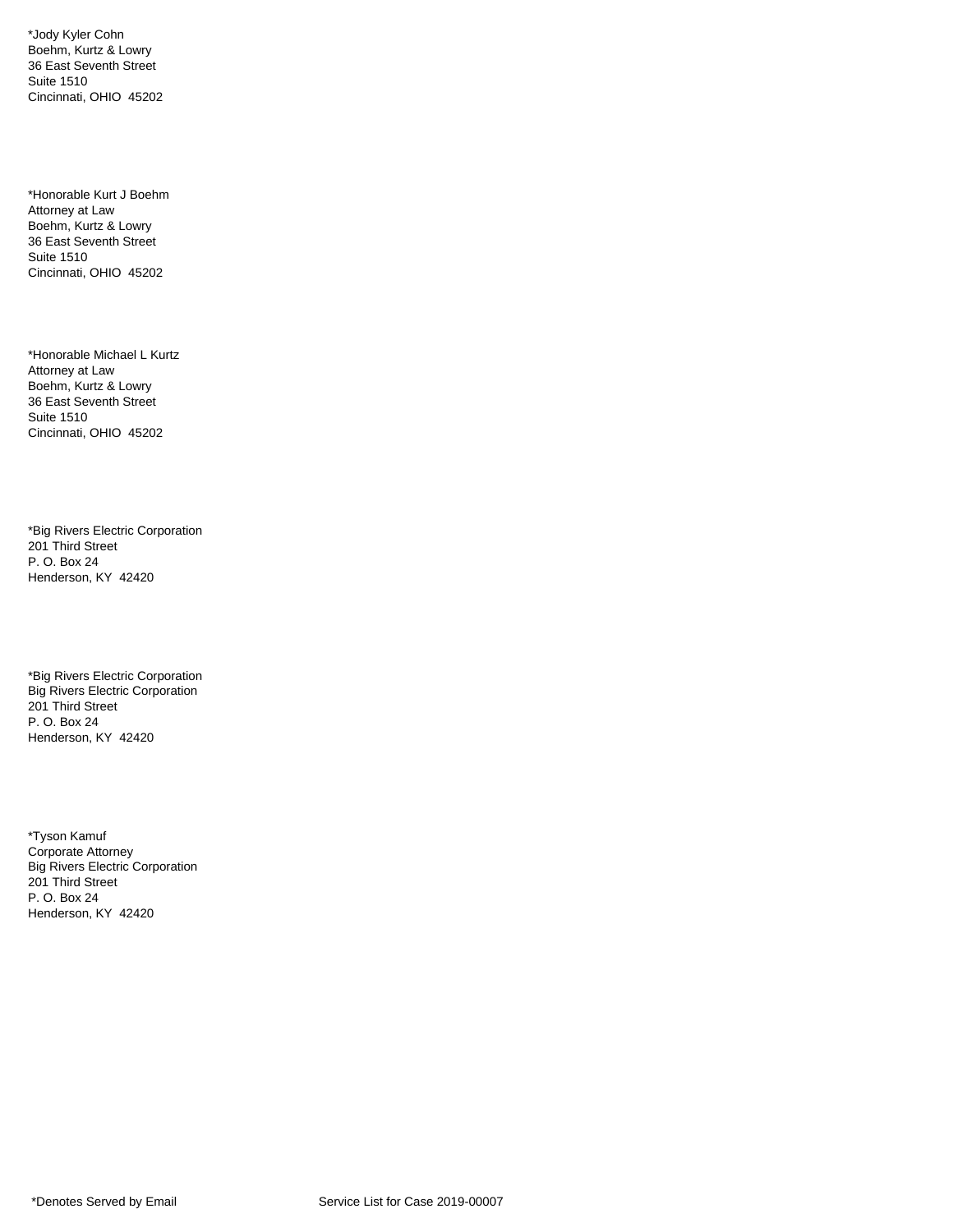*Jody Kyler Cohn
Boehm, Kurtz & Lowry
36 East Seventh Street
Suite 1510
Cincinnati, OHIO  45202

*Honorable Kurt J Boehm
Attorney at Law
Boehm, Kurtz & Lowry
36 East Seventh Street
Suite 1510
Cincinnati, OHIO  45202

*Honorable Michael L Kurtz
Attorney at Law
Boehm, Kurtz & Lowry
36 East Seventh Street
Suite 1510
Cincinnati, OHIO  45202

*Big Rivers Electric Corporation
201 Third Street
P. O. Box 24
Henderson, KY  42420

*Big Rivers Electric Corporation
Big Rivers Electric Corporation
201 Third Street
P. O. Box 24
Henderson, KY  42420

*Tyson Kamuf
Corporate Attorney
Big Rivers Electric Corporation
201 Third Street
P. O. Box 24
Henderson, KY  42420

*Denotes Served by Email

Service List for Case 2019-00007